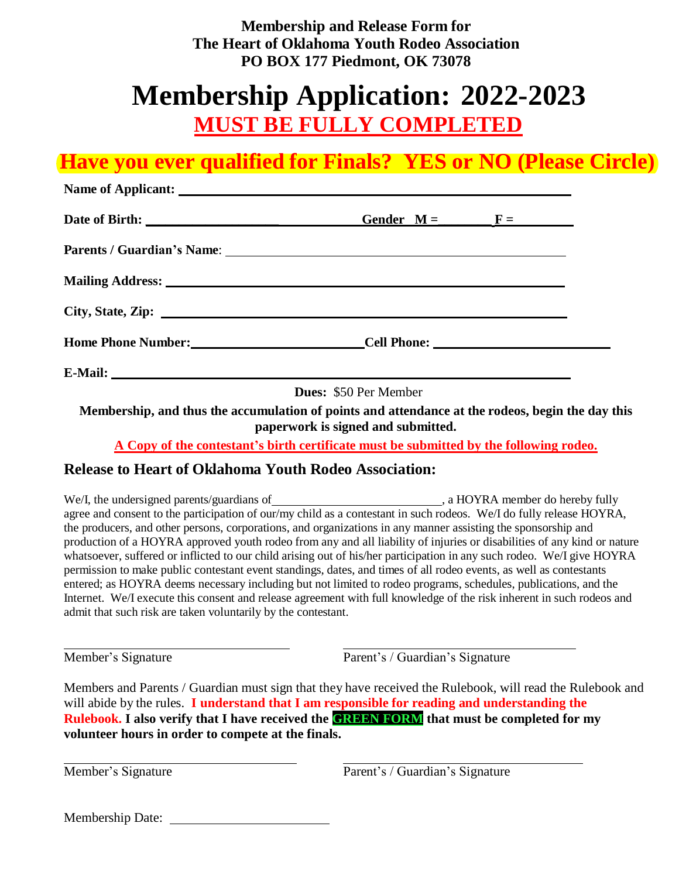**Membership and Release Form for**
**The Heart of Oklahoma Youth Rodeo Association**
**PO BOX 177 Piedmont, OK 73078**

# Membership Application: 2022-2023

## MUST BE FULLY COMPLETED

## Have you ever qualified for Finals? YES or NO (Please Circle)

**Name of Applicant:** \_\_\_\_\_\_\_\_\_\_\_\_\_\_\_\_\_\_\_\_\_\_\_\_\_\_\_\_\_\_\_\_\_\_\_\_\_\_\_\_

**Date of Birth:** \_\_\_\_\_\_\_\_\_\_\_\_\_\_\_\_\_\_\_\_ **Gender M =** \_\_\_\_\_\_\_\_ **F =** \_\_\_\_\_\_\_\_

**Parents / Guardian's Name**: \_\_\_\_\_\_\_\_\_\_\_\_\_\_\_\_\_\_\_\_\_\_\_\_\_\_\_\_\_\_\_\_\_\_\_\_\_\_\_\_

**Mailing Address:** \_\_\_\_\_\_\_\_\_\_\_\_\_\_\_\_\_\_\_\_\_\_\_\_\_\_\_\_\_\_\_\_\_\_\_\_\_\_\_\_

**City, State, Zip:** \_\_\_\_\_\_\_\_\_\_\_\_\_\_\_\_\_\_\_\_\_\_\_\_\_\_\_\_\_\_\_\_\_\_\_\_\_\_\_\_

**Home Phone Number:** \_\_\_\_\_\_\_\_\_\_\_\_\_\_\_\_\_\_\_\_ **Cell Phone:** \_\_\_\_\_\_\_\_\_\_\_\_\_\_\_\_\_\_\_\_

**E-Mail:** \_\_\_\_\_\_\_\_\_\_\_\_\_\_\_\_\_\_\_\_\_\_\_\_\_\_\_\_\_\_\_\_\_\_\_\_\_\_\_\_

**Dues:** $50 Per Member

**Membership, and thus the accumulation of points and attendance at the rodeos, begin the day this paperwork is signed and submitted.**

**A Copy of the contestant's birth certificate must be submitted by the following rodeo.**

### Release to Heart of Oklahoma Youth Rodeo Association:

We/I, the undersigned parents/guardians of \_\_\_\_\_\_\_\_\_\_\_\_\_\_\_\_\_\_\_\_\_\_\_\_\_\_, a HOYRA member do hereby fully agree and consent to the participation of our/my child as a contestant in such rodeos. We/I do fully release HOYRA, the producers, and other persons, corporations, and organizations in any manner assisting the sponsorship and production of a HOYRA approved youth rodeo from any and all liability of injuries or disabilities of any kind or nature whatsoever, suffered or inflicted to our child arising out of his/her participation in any such rodeo. We/I give HOYRA permission to make public contestant event standings, dates, and times of all rodeo events, as well as contestants entered; as HOYRA deems necessary including but not limited to rodeo programs, schedules, publications, and the Internet. We/I execute this consent and release agreement with full knowledge of the risk inherent in such rodeos and admit that such risk are taken voluntarily by the contestant.

\_\_\_\_\_\_\_\_\_\_\_\_\_\_\_\_\_\_\_\_\_\_\_\_\_\_\_\_ \_\_\_\_\_\_\_\_\_\_\_\_\_\_\_\_\_\_\_\_\_\_\_\_\_\_\_\_

Member's Signature Parent's / Guardian's Signature

Members and Parents / Guardian must sign that they have received the Rulebook, will read the Rulebook and will abide by the rules. **I understand that I am responsible for reading and understanding the Rulebook. I also verify that I have received the GREEN FORM that must be completed for my volunteer hours in order to compete at the finals.**

\_\_\_\_\_\_\_\_\_\_\_\_\_\_\_\_\_\_\_\_\_\_\_\_\_\_\_\_ \_\_\_\_\_\_\_\_\_\_\_\_\_\_\_\_\_\_\_\_\_\_\_\_\_\_\_\_

Member's Signature Parent's / Guardian's Signature

Membership Date: \_\_\_\_\_\_\_\_\_\_\_\_\_\_\_\_\_\_\_\_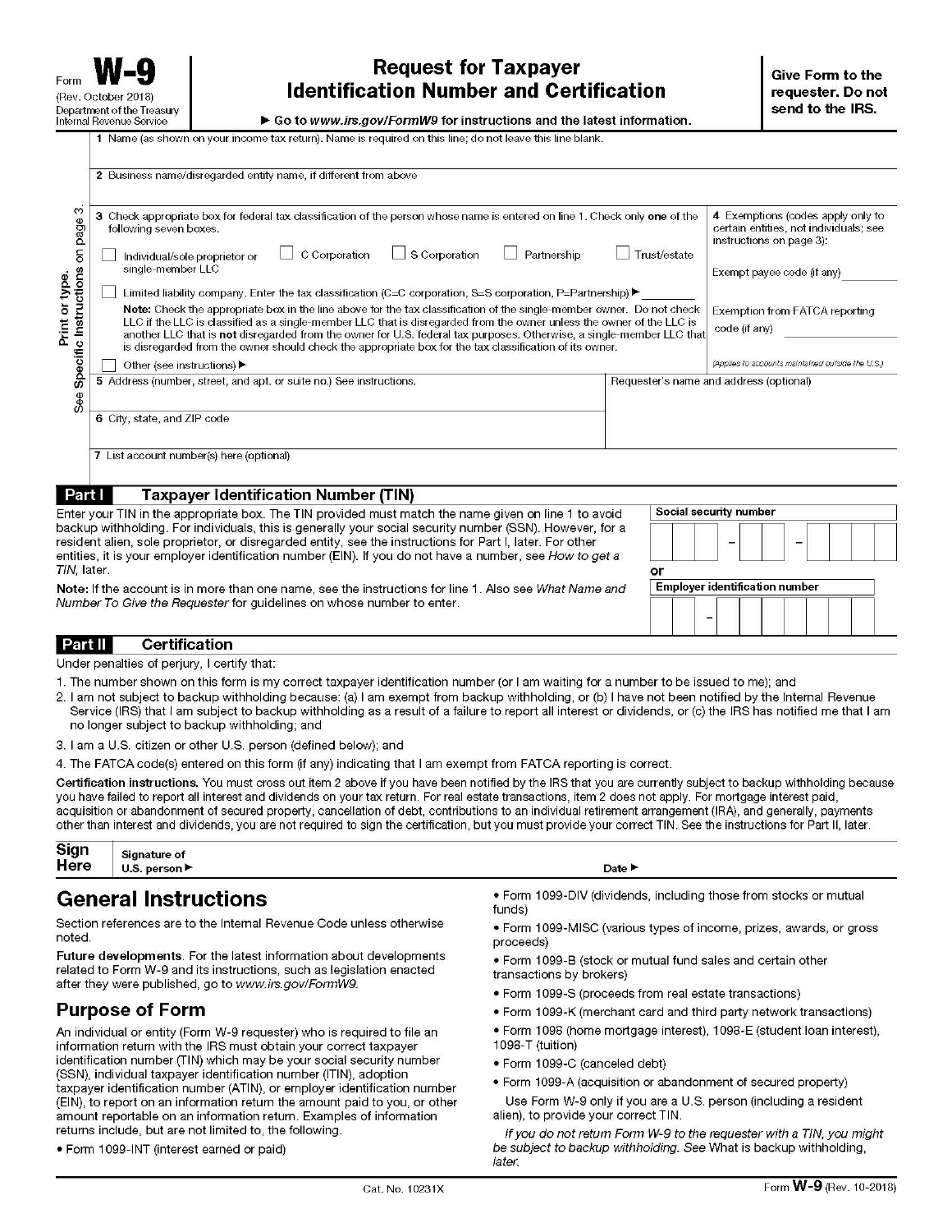Form **W-9**
(Rev. October 2018)
Department of the Treasury
Internal Revenue Service

# Request for Taxpayer Identification Number and Certification

▶ Go to *www.irs.gov/FormW9* for instructions and the latest information.

**Give Form to the requester. Do not send to the IRS.**

Print or type.
See Specific Instructions on page 3.

1 Name (as shown on your income tax return). Name is required on this line; do not leave this line blank.

2 Business name/disregarded entity name, if different from above

3 Check appropriate box for federal tax classification of the person whose name is entered on line 1. Check only **one** of the following seven boxes.

☐ Individual/sole proprietor or single-member LLC ☐ C Corporation ☐ S Corporation ☐ Partnership ☐ Trust/estate

☐ Limited liability company. Enter the tax classification (C=C corporation, S=S corporation, P=Partnership) ▶ ________

**Note:** Check the appropriate box in the line above for the tax classification of the single-member owner. Do not check LLC if the LLC is classified as a single-member LLC that is disregarded from the owner unless the owner of the LLC is another LLC that is **not** disregarded from the owner for U.S. federal tax purposes. Otherwise, a single-member LLC that is disregarded from the owner should check the appropriate box for the tax classification of its owner.

☐ Other (see instructions) ▶

4 Exemptions (codes apply only to certain entities, not individuals; see instructions on page 3):

Exempt payee code (if any) ________

Exemption from FATCA reporting code (if any) ________

*(Applies to accounts maintained outside the U.S.)*

5 Address (number, street, and apt. or suite no.) See instructions.

Requester's name and address (optional)

6 City, state, and ZIP code

7 List account number(s) here (optional)

## Part I Taxpayer Identification Number (TIN)

Enter your TIN in the appropriate box. The TIN provided must match the name given on line 1 to avoid backup withholding. For individuals, this is generally your social security number (SSN). However, for a resident alien, sole proprietor, or disregarded entity, see the instructions for Part I, later. For other entities, it is your employer identification number (EIN). If you do not have a number, see *How to get a TIN,* later.

**Note:** If the account is in more than one name, see the instructions for line 1. Also see *What Name and Number To Give the Requester* for guidelines on whose number to enter.

**Social security number**

☐☐☐ – ☐☐ – ☐☐☐☐

**or**

**Employer identification number**

☐☐ – ☐☐☐☐☐☐☐

## Part II Certification

Under penalties of perjury, I certify that:

1. The number shown on this form is my correct taxpayer identification number (or I am waiting for a number to be issued to me); and
2. I am not subject to backup withholding because: (a) I am exempt from backup withholding, or (b) I have not been notified by the Internal Revenue Service (IRS) that I am subject to backup withholding as a result of a failure to report all interest or dividends, or (c) the IRS has notified me that I am no longer subject to backup withholding; and
3. I am a U.S. citizen or other U.S. person (defined below); and
4. The FATCA code(s) entered on this form (if any) indicating that I am exempt from FATCA reporting is correct.

**Certification instructions.** You must cross out item 2 above if you have been notified by the IRS that you are currently subject to backup withholding because you have failed to report all interest and dividends on your tax return. For real estate transactions, item 2 does not apply. For mortgage interest paid, acquisition or abandonment of secured property, cancellation of debt, contributions to an individual retirement arrangement (IRA), and generally, payments other than interest and dividends, you are not required to sign the certification, but you must provide your correct TIN. See the instructions for Part II, later.

**Sign Here** Signature of U.S. person ▶ Date ▶

# General Instructions

Section references are to the Internal Revenue Code unless otherwise noted.

**Future developments**. For the latest information about developments related to Form W-9 and its instructions, such as legislation enacted after they were published, go to *www.irs.gov/FormW9.*

## Purpose of Form

An individual or entity (Form W-9 requester) who is required to file an information return with the IRS must obtain your correct taxpayer identification number (TIN) which may be your social security number (SSN), individual taxpayer identification number (ITIN), adoption taxpayer identification number (ATIN), or employer identification number (EIN), to report on an information return the amount paid to you, or other amount reportable on an information return. Examples of information returns include, but are not limited to, the following.

- Form 1099-INT (interest earned or paid)
- Form 1099-DIV (dividends, including those from stocks or mutual funds)
- Form 1099-MISC (various types of income, prizes, awards, or gross proceeds)
- Form 1099-B (stock or mutual fund sales and certain other transactions by brokers)
- Form 1099-S (proceeds from real estate transactions)
- Form 1099-K (merchant card and third party network transactions)
- Form 1098 (home mortgage interest), 1098-E (student loan interest), 1098-T (tuition)
- Form 1099-C (canceled debt)
- Form 1099-A (acquisition or abandonment of secured property)

Use Form W-9 only if you are a U.S. person (including a resident alien), to provide your correct TIN.

*If you do not return Form W-9 to the requester with a TIN, you might be subject to backup withholding. See* What is backup withholding, *later.*

Cat. No. 10231X

Form **W-9** (Rev. 10-2018)